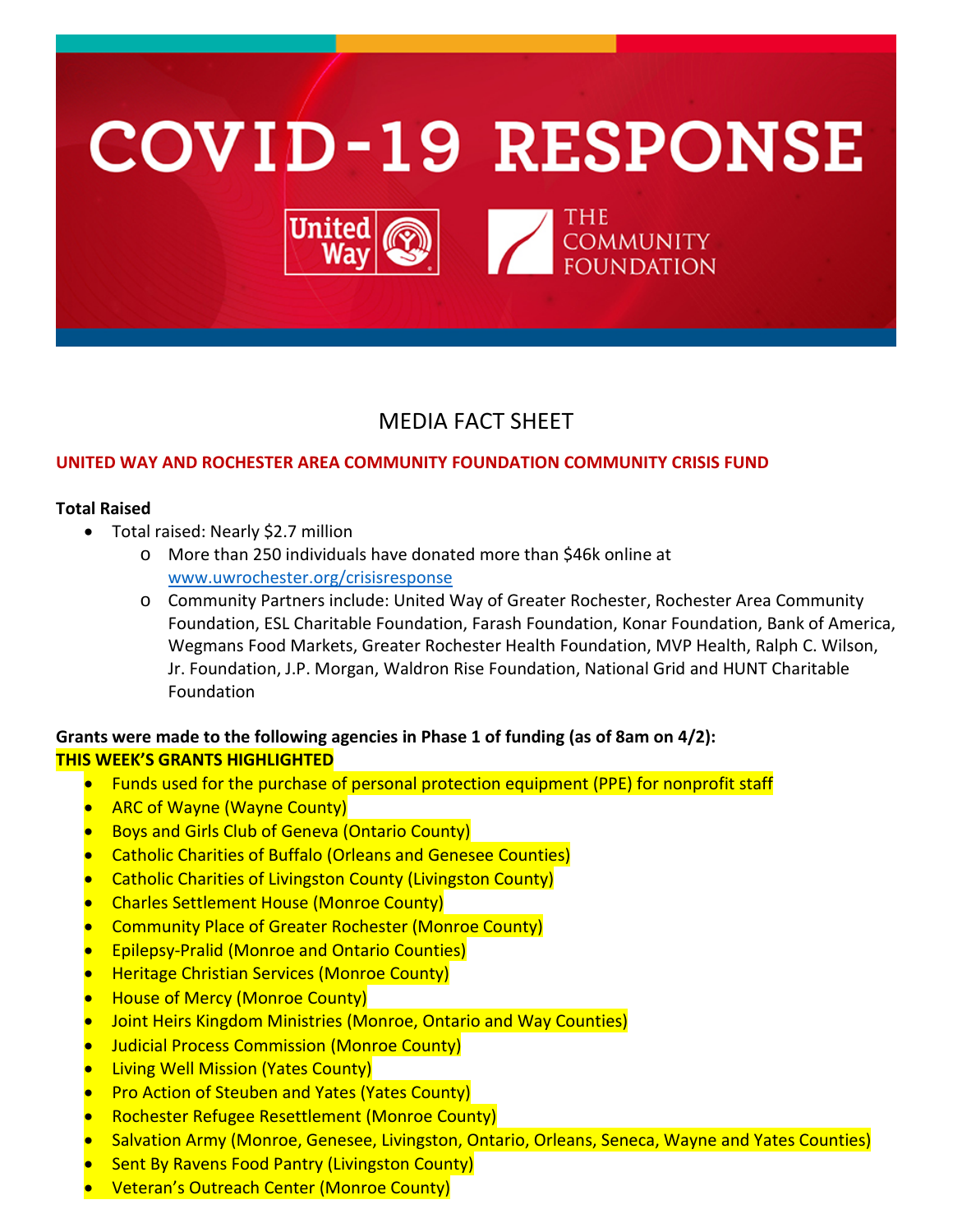# COVID-19 RESPONSE

United Way · THE COMMUNITY FOUNDATION

## MEDIA FACT SHEET

**UNITED WAY AND ROCHESTER AREA COMMUNITY FOUNDATION COMMUNITY CRISIS FUND**

**Total Raised**

- Total raised: Nearly $2.7 million
  - More than 250 individuals have donated more than $46k online at www.uwrochester.org/crisisresponse
  - Community Partners include: United Way of Greater Rochester, Rochester Area Community Foundation, ESL Charitable Foundation, Farash Foundation, Konar Foundation, Bank of America, Wegmans Food Markets, Greater Rochester Health Foundation, MVP Health, Ralph C. Wilson, Jr. Foundation, J.P. Morgan, Waldron Rise Foundation, National Grid and HUNT Charitable Foundation

**Grants were made to the following agencies in Phase 1 of funding (as of 8am on 4/2):**
**THIS WEEK'S GRANTS HIGHLIGHTED**

- Funds used for the purchase of personal protection equipment (PPE) for nonprofit staff
- ARC of Wayne (Wayne County)
- Boys and Girls Club of Geneva (Ontario County)
- Catholic Charities of Buffalo (Orleans and Genesee Counties)
- Catholic Charities of Livingston County (Livingston County)
- Charles Settlement House (Monroe County)
- Community Place of Greater Rochester (Monroe County)
- Epilepsy-Pralid (Monroe and Ontario Counties)
- Heritage Christian Services (Monroe County)
- House of Mercy (Monroe County)
- Joint Heirs Kingdom Ministries (Monroe, Ontario and Way Counties)
- Judicial Process Commission (Monroe County)
- Living Well Mission (Yates County)
- Pro Action of Steuben and Yates (Yates County)
- Rochester Refugee Resettlement (Monroe County)
- Salvation Army (Monroe, Genesee, Livingston, Ontario, Orleans, Seneca, Wayne and Yates Counties)
- Sent By Ravens Food Pantry (Livingston County)
- Veteran's Outreach Center (Monroe County)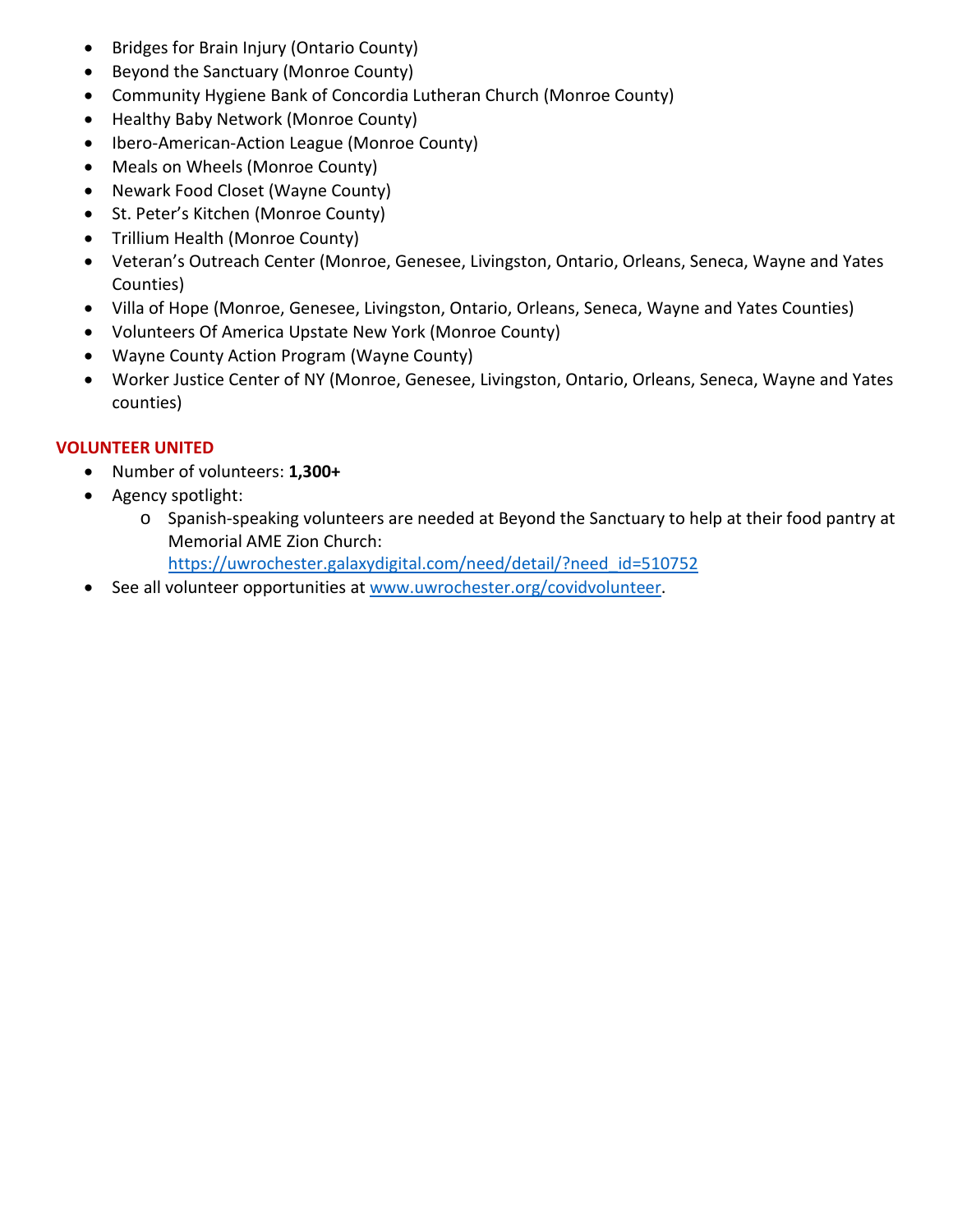- Bridges for Brain Injury (Ontario County)
- Beyond the Sanctuary (Monroe County)
- Community Hygiene Bank of Concordia Lutheran Church (Monroe County)
- Healthy Baby Network (Monroe County)
- Ibero-American-Action League (Monroe County)
- Meals on Wheels (Monroe County)
- Newark Food Closet (Wayne County)
- St. Peter's Kitchen (Monroe County)
- Trillium Health (Monroe County)
- Veteran's Outreach Center (Monroe, Genesee, Livingston, Ontario, Orleans, Seneca, Wayne and Yates Counties)
- Villa of Hope (Monroe, Genesee, Livingston, Ontario, Orleans, Seneca, Wayne and Yates Counties)
- Volunteers Of America Upstate New York (Monroe County)
- Wayne County Action Program (Wayne County)
- Worker Justice Center of NY (Monroe, Genesee, Livingston, Ontario, Orleans, Seneca, Wayne and Yates counties)

## VOLUNTEER UNITED

- Number of volunteers: **1,300+**
- Agency spotlight:
  - Spanish-speaking volunteers are needed at Beyond the Sanctuary to help at their food pantry at Memorial AME Zion Church: [https://uwrochester.galaxydigital.com/need/detail/?need_id=510752](https://uwrochester.galaxydigital.com/need/detail/?need_id=510752)
- See all volunteer opportunities at [www.uwrochester.org/covidvolunteer](http://www.uwrochester.org/covidvolunteer).